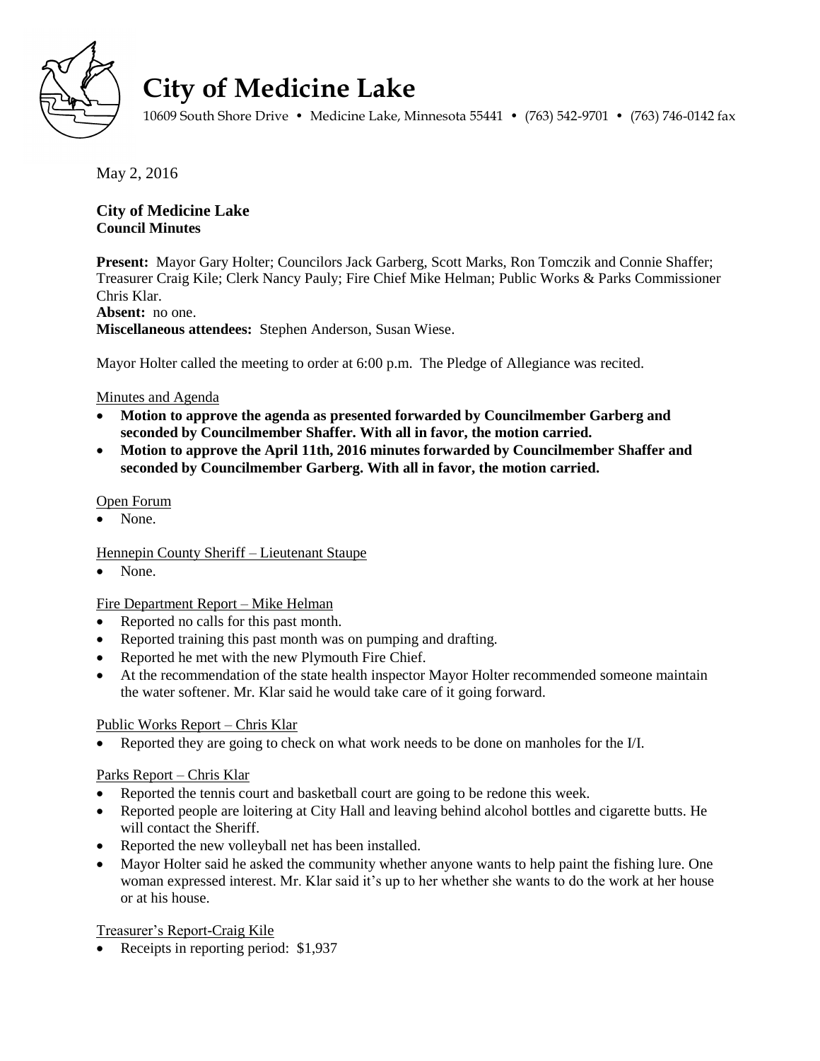# City of Medicine Lake

10609 South Shore Drive • Medicine Lake, Minnesota 55441 • (763) 542-9701 • (763) 746-0142 fax

May 2, 2016

**City of Medicine Lake**
**Council Minutes**

**Present:** Mayor Gary Holter; Councilors Jack Garberg, Scott Marks, Ron Tomczik and Connie Shaffer; Treasurer Craig Kile; Clerk Nancy Pauly; Fire Chief Mike Helman; Public Works & Parks Commissioner Chris Klar.
**Absent:** no one.
**Miscellaneous attendees:** Stephen Anderson, Susan Wiese.

Mayor Holter called the meeting to order at 6:00 p.m. The Pledge of Allegiance was recited.

Minutes and Agenda

- **Motion to approve the agenda as presented forwarded by Councilmember Garberg and seconded by Councilmember Shaffer. With all in favor, the motion carried.**
- **Motion to approve the April 11th, 2016 minutes forwarded by Councilmember Shaffer and seconded by Councilmember Garberg. With all in favor, the motion carried.**

Open Forum

- None.

Hennepin County Sheriff – Lieutenant Staupe

- None.

Fire Department Report – Mike Helman

- Reported no calls for this past month.
- Reported training this past month was on pumping and drafting.
- Reported he met with the new Plymouth Fire Chief.
- At the recommendation of the state health inspector Mayor Holter recommended someone maintain the water softener. Mr. Klar said he would take care of it going forward.

Public Works Report – Chris Klar

- Reported they are going to check on what work needs to be done on manholes for the I/I.

Parks Report – Chris Klar

- Reported the tennis court and basketball court are going to be redone this week.
- Reported people are loitering at City Hall and leaving behind alcohol bottles and cigarette butts. He will contact the Sheriff.
- Reported the new volleyball net has been installed.
- Mayor Holter said he asked the community whether anyone wants to help paint the fishing lure. One woman expressed interest. Mr. Klar said it's up to her whether she wants to do the work at her house or at his house.

Treasurer's Report-Craig Kile

- Receipts in reporting period: $1,937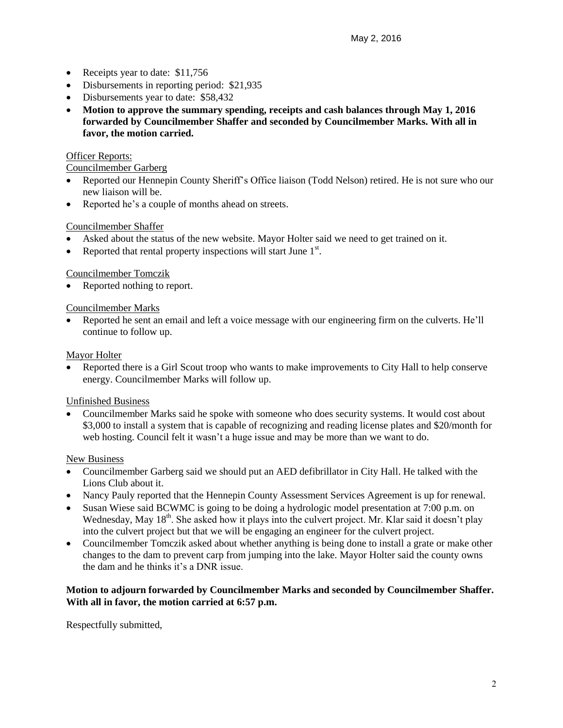- Receipts year to date: $11,756
- Disbursements in reporting period: $21,935
- Disbursements year to date: $58,432
- **Motion to approve the summary spending, receipts and cash balances through May 1, 2016 forwarded by Councilmember Shaffer and seconded by Councilmember Marks. With all in favor, the motion carried.**

Officer Reports:

Councilmember Garberg

- Reported our Hennepin County Sheriff's Office liaison (Todd Nelson) retired. He is not sure who our new liaison will be.
- Reported he's a couple of months ahead on streets.

Councilmember Shaffer

- Asked about the status of the new website. Mayor Holter said we need to get trained on it.
- Reported that rental property inspections will start June 1st.

Councilmember Tomczik

- Reported nothing to report.

Councilmember Marks

- Reported he sent an email and left a voice message with our engineering firm on the culverts. He'll continue to follow up.

Mayor Holter

- Reported there is a Girl Scout troop who wants to make improvements to City Hall to help conserve energy. Councilmember Marks will follow up.

Unfinished Business

- Councilmember Marks said he spoke with someone who does security systems. It would cost about $3,000 to install a system that is capable of recognizing and reading license plates and $20/month for web hosting. Council felt it wasn't a huge issue and may be more than we want to do.

New Business

- Councilmember Garberg said we should put an AED defibrillator in City Hall. He talked with the Lions Club about it.
- Nancy Pauly reported that the Hennepin County Assessment Services Agreement is up for renewal.
- Susan Wiese said BCWMC is going to be doing a hydrologic model presentation at 7:00 p.m. on Wednesday, May 18th. She asked how it plays into the culvert project. Mr. Klar said it doesn't play into the culvert project but that we will be engaging an engineer for the culvert project.
- Councilmember Tomczik asked about whether anything is being done to install a grate or make other changes to the dam to prevent carp from jumping into the lake. Mayor Holter said the county owns the dam and he thinks it's a DNR issue.

**Motion to adjourn forwarded by Councilmember Marks and seconded by Councilmember Shaffer. With all in favor, the motion carried at 6:57 p.m.**

Respectfully submitted,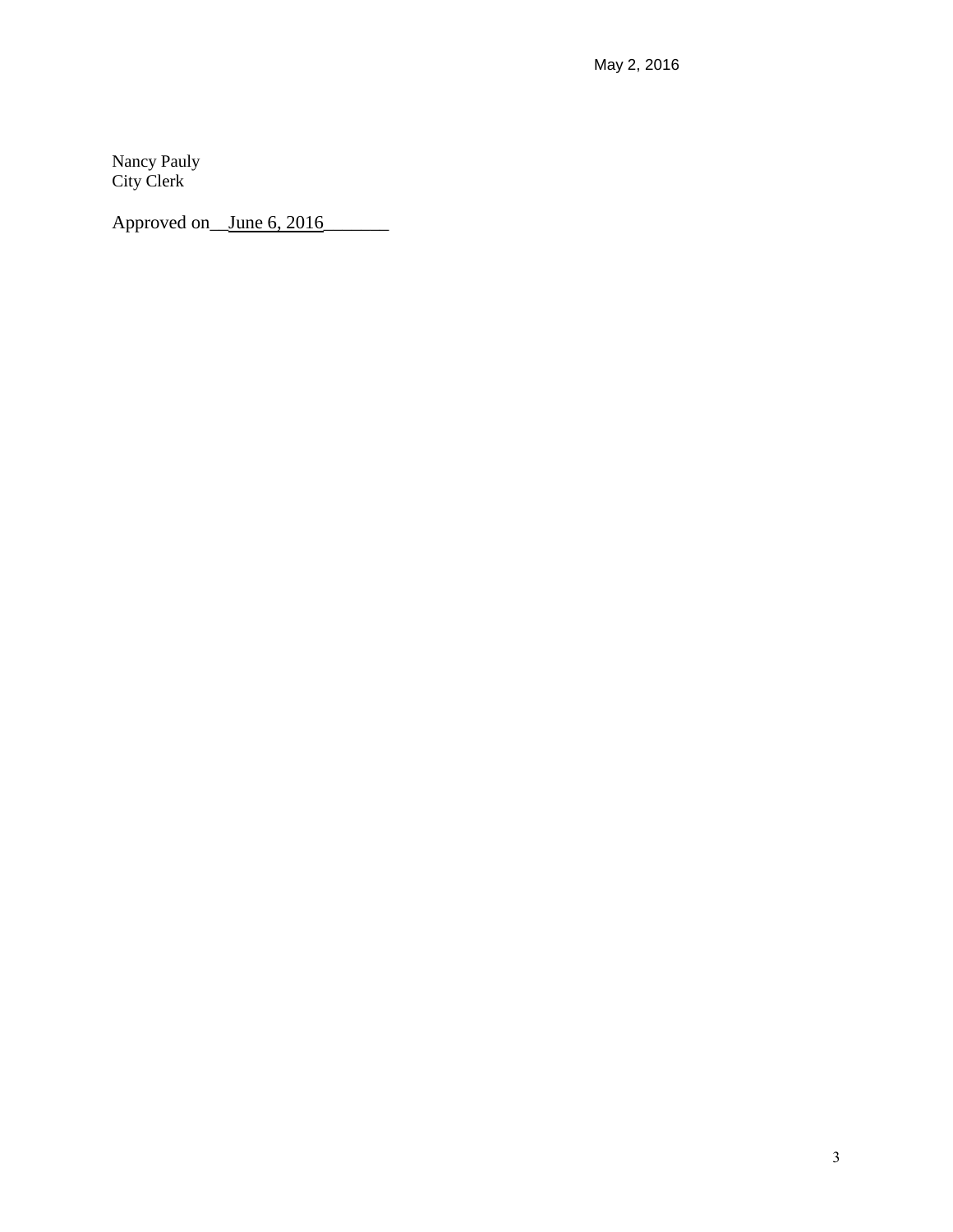Nancy Pauly
City Clerk

Approved on__June 6, 2016_______